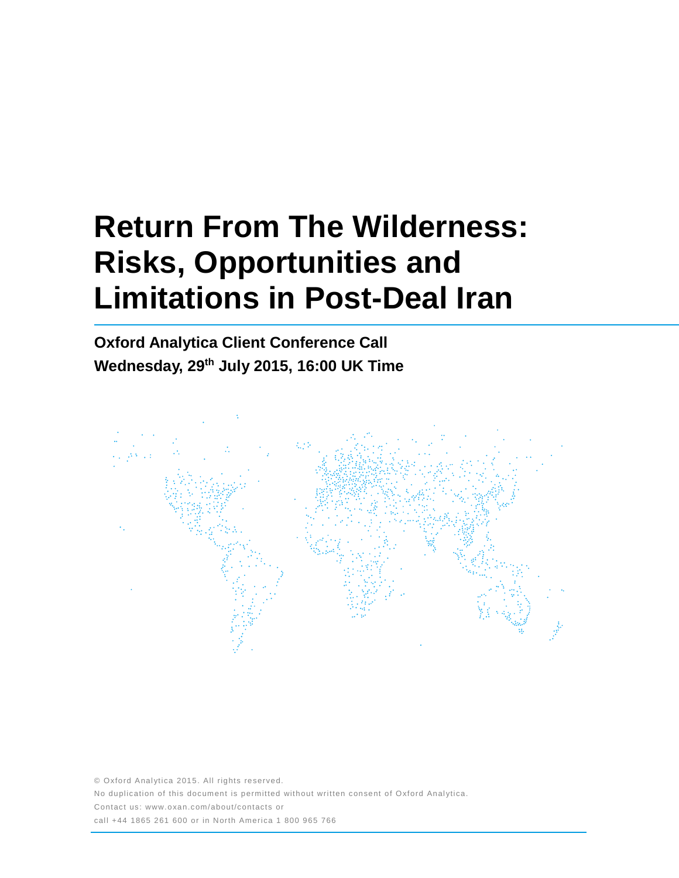# Return From The Wilderness: Risks, Opportunities and Limitations in Post-Deal Iran

**Oxford Analytica Client Conference Call**

**Wednesday, 29th July 2015, 16:00 UK Time**

© Oxford Analytica 2015. All rights reserved.

No duplication of this document is permitted without written consent of Oxford Analytica.

Contact us: www.oxan.com/about/contacts or

call +44 1865 261 600 or in North America 1 800 965 766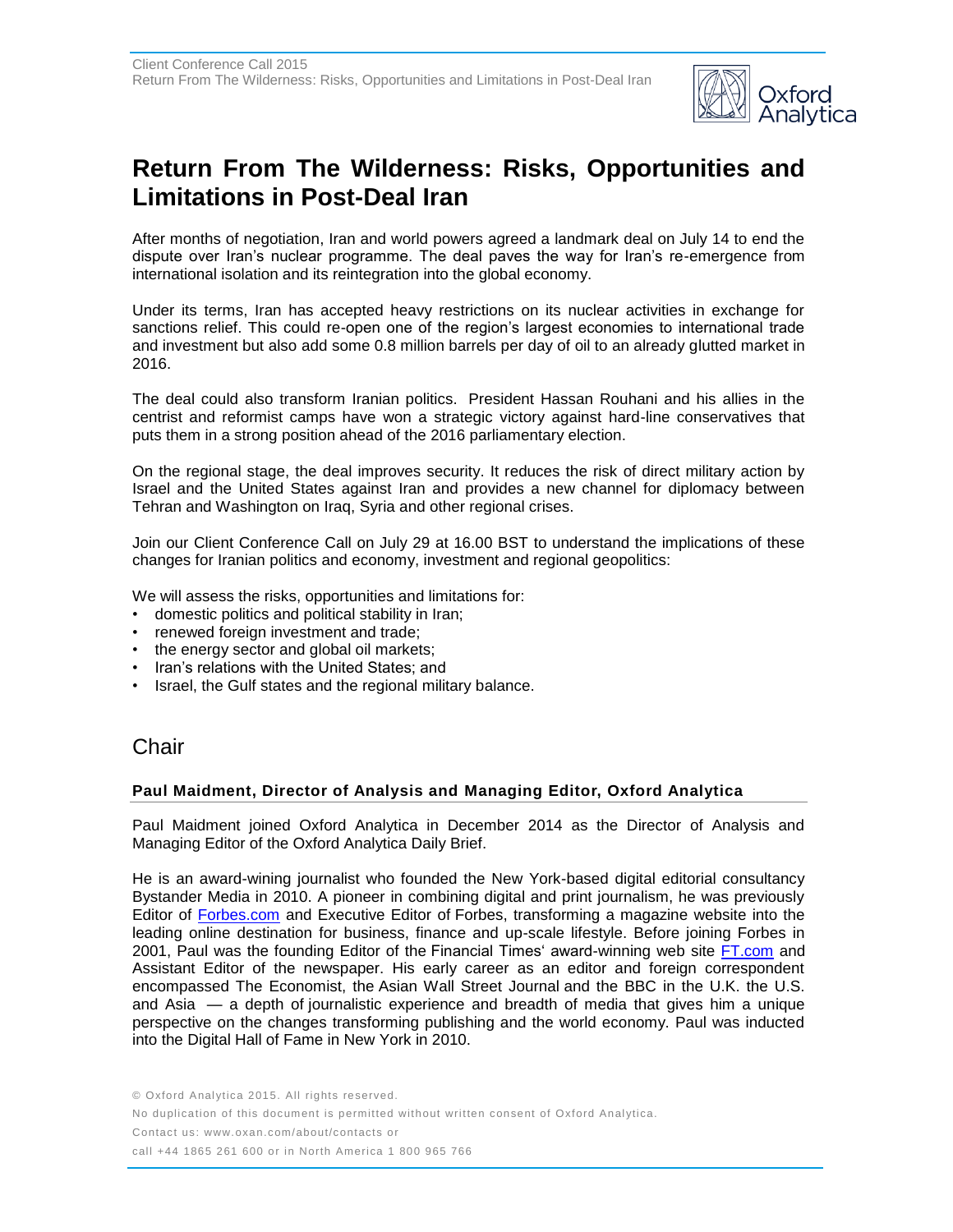# Return From The Wilderness: Risks, Opportunities and Limitations in Post-Deal Iran

After months of negotiation, Iran and world powers agreed a landmark deal on July 14 to end the dispute over Iran's nuclear programme. The deal paves the way for Iran's re-emergence from international isolation and its reintegration into the global economy.

Under its terms, Iran has accepted heavy restrictions on its nuclear activities in exchange for sanctions relief. This could re-open one of the region's largest economies to international trade and investment but also add some 0.8 million barrels per day of oil to an already glutted market in 2016.

The deal could also transform Iranian politics. President Hassan Rouhani and his allies in the centrist and reformist camps have won a strategic victory against hard-line conservatives that puts them in a strong position ahead of the 2016 parliamentary election.

On the regional stage, the deal improves security. It reduces the risk of direct military action by Israel and the United States against Iran and provides a new channel for diplomacy between Tehran and Washington on Iraq, Syria and other regional crises.

Join our Client Conference Call on July 29 at 16.00 BST to understand the implications of these changes for Iranian politics and economy, investment and regional geopolitics:

We will assess the risks, opportunities and limitations for:

- domestic politics and political stability in Iran;
- renewed foreign investment and trade;
- the energy sector and global oil markets;
- Iran's relations with the United States; and
- Israel, the Gulf states and the regional military balance.

## Chair

### Paul Maidment, Director of Analysis and Managing Editor, Oxford Analytica

Paul Maidment joined Oxford Analytica in December 2014 as the Director of Analysis and Managing Editor of the Oxford Analytica Daily Brief.

He is an award-wining journalist who founded the New York-based digital editorial consultancy Bystander Media in 2010. A pioneer in combining digital and print journalism, he was previously Editor of Forbes.com and Executive Editor of Forbes, transforming a magazine website into the leading online destination for business, finance and up-scale lifestyle. Before joining Forbes in 2001, Paul was the founding Editor of the Financial Times' award-winning web site FT.com and Assistant Editor of the newspaper. His early career as an editor and foreign correspondent encompassed The Economist, the Asian Wall Street Journal and the BBC in the U.K. the U.S. and Asia — a depth of journalistic experience and breadth of media that gives him a unique perspective on the changes transforming publishing and the world economy. Paul was inducted into the Digital Hall of Fame in New York in 2010.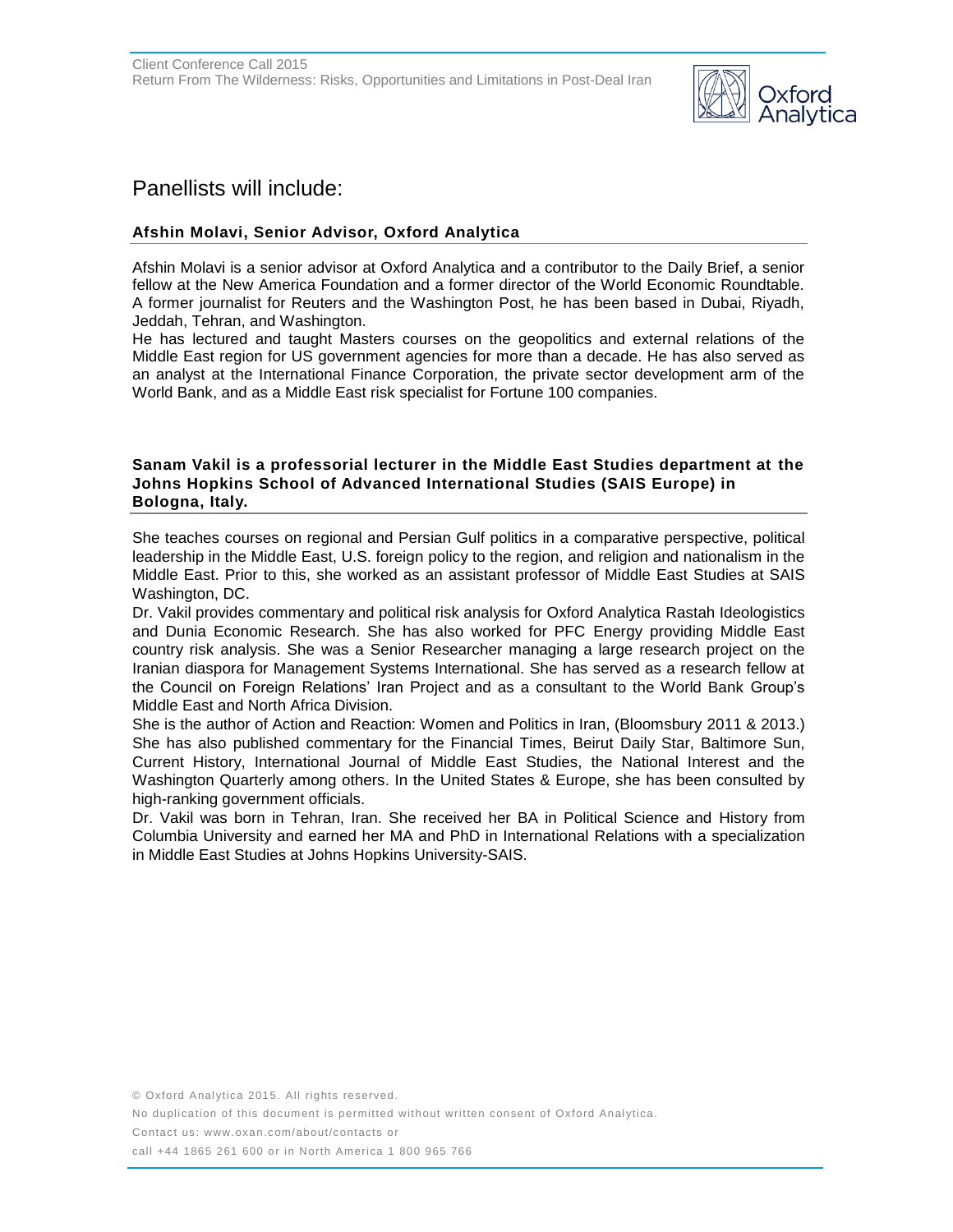## Panellists will include:

### Afshin Molavi, Senior Advisor, Oxford Analytica

Afshin Molavi is a senior advisor at Oxford Analytica and a contributor to the Daily Brief, a senior fellow at the New America Foundation and a former director of the World Economic Roundtable. A former journalist for Reuters and the Washington Post, he has been based in Dubai, Riyadh, Jeddah, Tehran, and Washington.

He has lectured and taught Masters courses on the geopolitics and external relations of the Middle East region for US government agencies for more than a decade. He has also served as an analyst at the International Finance Corporation, the private sector development arm of the World Bank, and as a Middle East risk specialist for Fortune 100 companies.

### Sanam Vakil is a professorial lecturer in the Middle East Studies department at the Johns Hopkins School of Advanced International Studies (SAIS Europe) in Bologna, Italy.

She teaches courses on regional and Persian Gulf politics in a comparative perspective, political leadership in the Middle East, U.S. foreign policy to the region, and religion and nationalism in the Middle East. Prior to this, she worked as an assistant professor of Middle East Studies at SAIS Washington, DC.

Dr. Vakil provides commentary and political risk analysis for Oxford Analytica Rastah Ideologistics and Dunia Economic Research. She has also worked for PFC Energy providing Middle East country risk analysis. She was a Senior Researcher managing a large research project on the Iranian diaspora for Management Systems International. She has served as a research fellow at the Council on Foreign Relations' Iran Project and as a consultant to the World Bank Group's Middle East and North Africa Division.

She is the author of Action and Reaction: Women and Politics in Iran, (Bloomsbury 2011 & 2013.) She has also published commentary for the Financial Times, Beirut Daily Star, Baltimore Sun, Current History, International Journal of Middle East Studies, the National Interest and the Washington Quarterly among others. In the United States & Europe, she has been consulted by high-ranking government officials.

Dr. Vakil was born in Tehran, Iran. She received her BA in Political Science and History from Columbia University and earned her MA and PhD in International Relations with a specialization in Middle East Studies at Johns Hopkins University-SAIS.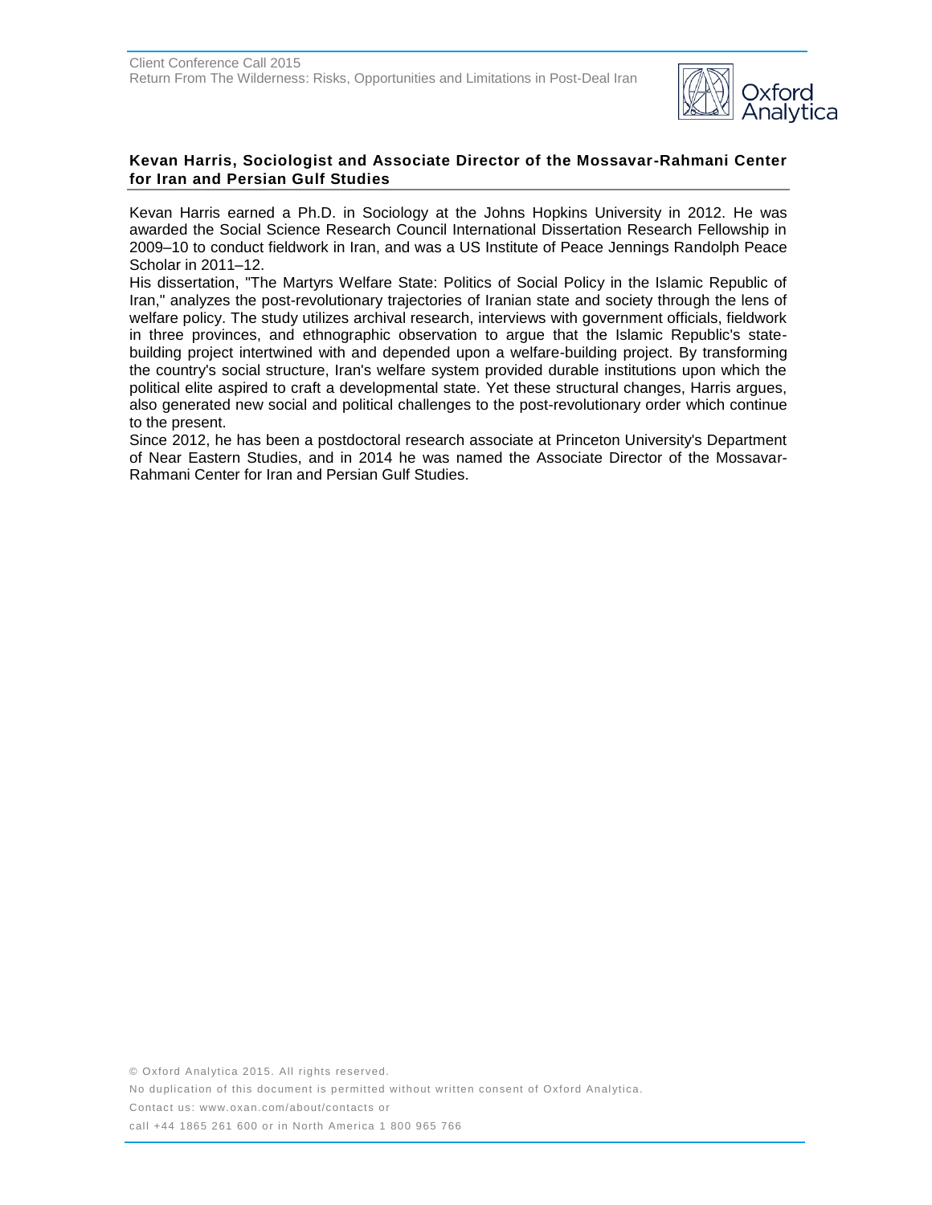**Kevan Harris, Sociologist and Associate Director of the Mossavar-Rahmani Center for Iran and Persian Gulf Studies**

Kevan Harris earned a Ph.D. in Sociology at the Johns Hopkins University in 2012. He was awarded the Social Science Research Council International Dissertation Research Fellowship in 2009–10 to conduct fieldwork in Iran, and was a US Institute of Peace Jennings Randolph Peace Scholar in 2011–12.

His dissertation, "The Martyrs Welfare State: Politics of Social Policy in the Islamic Republic of Iran," analyzes the post-revolutionary trajectories of Iranian state and society through the lens of welfare policy. The study utilizes archival research, interviews with government officials, fieldwork in three provinces, and ethnographic observation to argue that the Islamic Republic's state-building project intertwined with and depended upon a welfare-building project. By transforming the country's social structure, Iran's welfare system provided durable institutions upon which the political elite aspired to craft a developmental state. Yet these structural changes, Harris argues, also generated new social and political challenges to the post-revolutionary order which continue to the present.

Since 2012, he has been a postdoctoral research associate at Princeton University's Department of Near Eastern Studies, and in 2014 he was named the Associate Director of the Mossavar-Rahmani Center for Iran and Persian Gulf Studies.